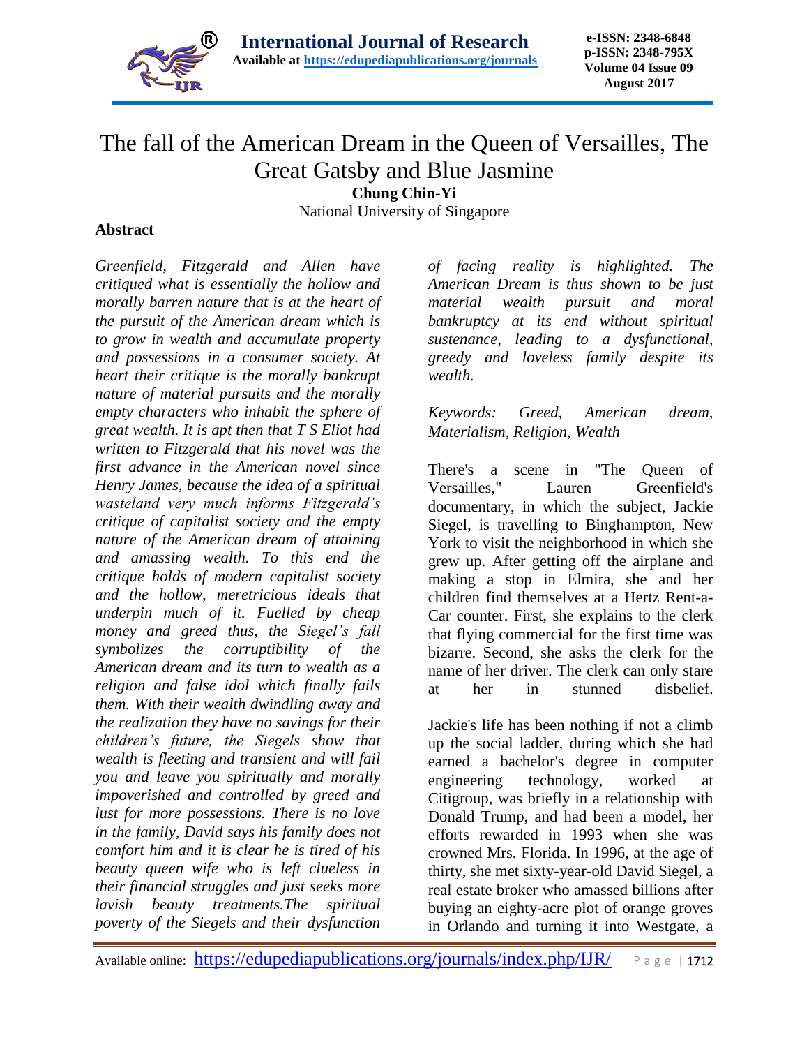# The fall of the American Dream in the Queen of Versailles, The Great Gatsby and Blue Jasmine

**Chung Chin-Yi**

National University of Singapore

## Abstract

*Greenfield, Fitzgerald and Allen have critiqued what is essentially the hollow and morally barren nature that is at the heart of the pursuit of the American dream which is to grow in wealth and accumulate property and possessions in a consumer society. At heart their critique is the morally bankrupt nature of material pursuits and the morally empty characters who inhabit the sphere of great wealth. It is apt then that T S Eliot had written to Fitzgerald that his novel was the first advance in the American novel since Henry James, because the idea of a spiritual wasteland very much informs Fitzgerald's critique of capitalist society and the empty nature of the American dream of attaining and amassing wealth. To this end the critique holds of modern capitalist society and the hollow, meretricious ideals that underpin much of it. Fuelled by cheap money and greed thus, the Siegel's fall symbolizes the corruptibility of the American dream and its turn to wealth as a religion and false idol which finally fails them. With their wealth dwindling away and the realization they have no savings for their children's future, the Siegels show that wealth is fleeting and transient and will fail you and leave you spiritually and morally impoverished and controlled by greed and lust for more possessions. There is no love in the family, David says his family does not comfort him and it is clear he is tired of his beauty queen wife who is left clueless in their financial struggles and just seeks more lavish beauty treatments.The spiritual poverty of the Siegels and their dysfunction of facing reality is highlighted. The American Dream is thus shown to be just material wealth pursuit and moral bankruptcy at its end without spiritual sustenance, leading to a dysfunctional, greedy and loveless family despite its wealth.*

*Keywords: Greed, American dream, Materialism, Religion, Wealth*

There's a scene in "The Queen of Versailles," Lauren Greenfield's documentary, in which the subject, Jackie Siegel, is travelling to Binghampton, New York to visit the neighborhood in which she grew up. After getting off the airplane and making a stop in Elmira, she and her children find themselves at a Hertz Rent-a-Car counter. First, she explains to the clerk that flying commercial for the first time was bizarre. Second, she asks the clerk for the name of her driver. The clerk can only stare at her in stunned disbelief.

Jackie's life has been nothing if not a climb up the social ladder, during which she had earned a bachelor's degree in computer engineering technology, worked at Citigroup, was briefly in a relationship with Donald Trump, and had been a model, her efforts rewarded in 1993 when she was crowned Mrs. Florida. In 1996, at the age of thirty, she met sixty-year-old David Siegel, a real estate broker who amassed billions after buying an eighty-acre plot of orange groves in Orlando and turning it into Westgate, a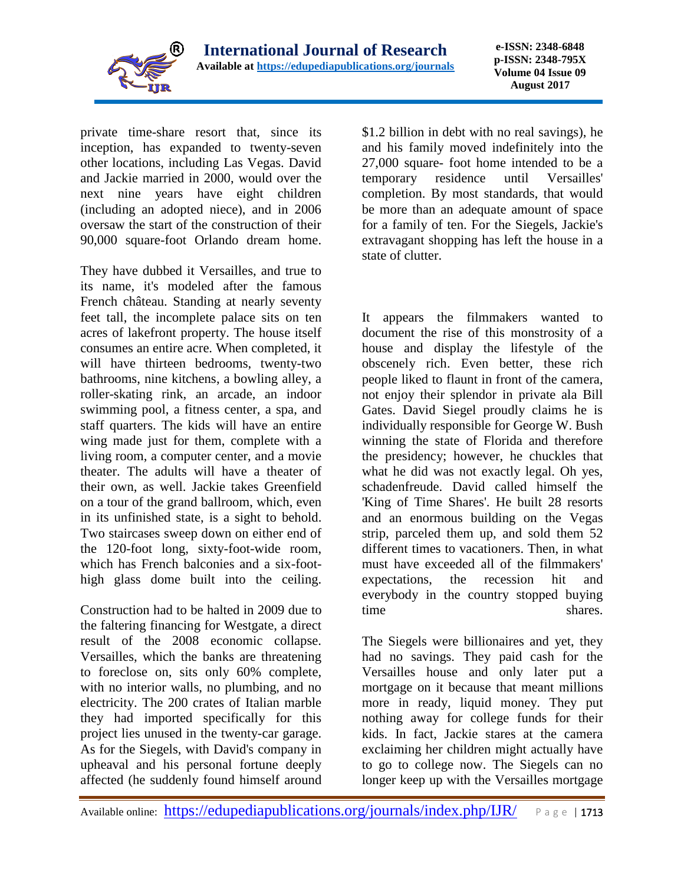private time-share resort that, since its inception, has expanded to twenty-seven other locations, including Las Vegas. David and Jackie married in 2000, would over the next nine years have eight children (including an adopted niece), and in 2006 oversaw the start of the construction of their 90,000 square-foot Orlando dream home.

They have dubbed it Versailles, and true to its name, it's modeled after the famous French château. Standing at nearly seventy feet tall, the incomplete palace sits on ten acres of lakefront property. The house itself consumes an entire acre. When completed, it will have thirteen bedrooms, twenty-two bathrooms, nine kitchens, a bowling alley, a roller-skating rink, an arcade, an indoor swimming pool, a fitness center, a spa, and staff quarters. The kids will have an entire wing made just for them, complete with a living room, a computer center, and a movie theater. The adults will have a theater of their own, as well. Jackie takes Greenfield on a tour of the grand ballroom, which, even in its unfinished state, is a sight to behold. Two staircases sweep down on either end of the 120-foot long, sixty-foot-wide room, which has French balconies and a six-foot-high glass dome built into the ceiling.

Construction had to be halted in 2009 due to the faltering financing for Westgate, a direct result of the 2008 economic collapse. Versailles, which the banks are threatening to foreclose on, sits only 60% complete, with no interior walls, no plumbing, and no electricity. The 200 crates of Italian marble they had imported specifically for this project lies unused in the twenty-car garage. As for the Siegels, with David's company in upheaval and his personal fortune deeply affected (he suddenly found himself around $1.2 billion in debt with no real savings), he and his family moved indefinitely into the 27,000 square- foot home intended to be a temporary residence until Versailles' completion. By most standards, that would be more than an adequate amount of space for a family of ten. For the Siegels, Jackie's extravagant shopping has left the house in a state of clutter.

It appears the filmmakers wanted to document the rise of this monstrosity of a house and display the lifestyle of the obscenely rich. Even better, these rich people liked to flaunt in front of the camera, not enjoy their splendor in private ala Bill Gates. David Siegel proudly claims he is individually responsible for George W. Bush winning the state of Florida and therefore the presidency; however, he chuckles that what he did was not exactly legal. Oh yes, schadenfreude. David called himself the 'King of Time Shares'. He built 28 resorts and an enormous building on the Vegas strip, parceled them up, and sold them 52 different times to vacationers. Then, in what must have exceeded all of the filmmakers' expectations, the recession hit and everybody in the country stopped buying time shares.

The Siegels were billionaires and yet, they had no savings. They paid cash for the Versailles house and only later put a mortgage on it because that meant millions more in ready, liquid money. They put nothing away for college funds for their kids. In fact, Jackie stares at the camera exclaiming her children might actually have to go to college now. The Siegels can no longer keep up with the Versailles mortgage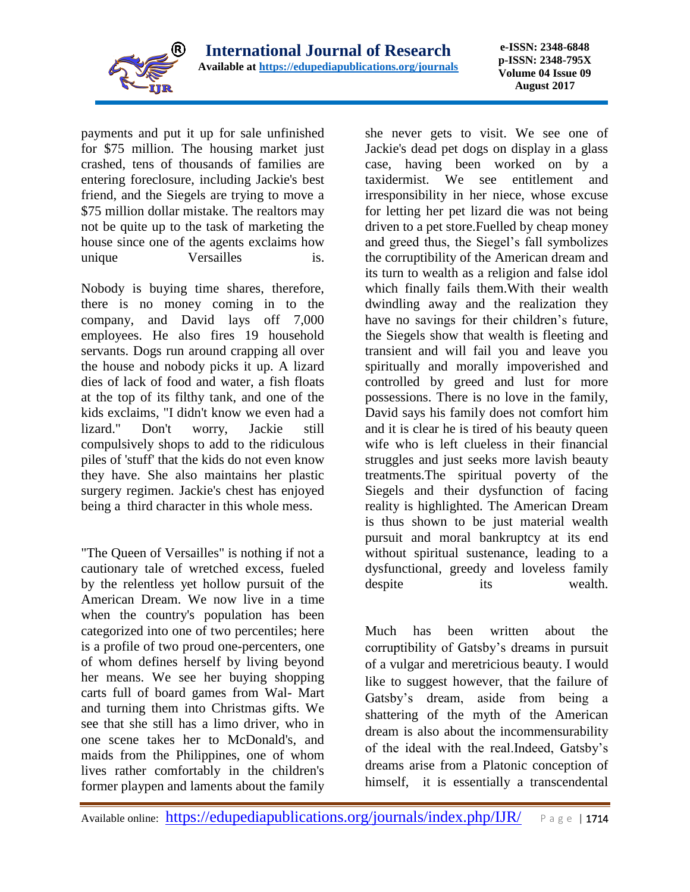payments and put it up for sale unfinished for $75 million. The housing market just crashed, tens of thousands of families are entering foreclosure, including Jackie's best friend, and the Siegels are trying to move a $75 million dollar mistake. The realtors may not be quite up to the task of marketing the house since one of the agents exclaims how unique Versailles is.

Nobody is buying time shares, therefore, there is no money coming in to the company, and David lays off 7,000 employees. He also fires 19 household servants. Dogs run around crapping all over the house and nobody picks it up. A lizard dies of lack of food and water, a fish floats at the top of its filthy tank, and one of the kids exclaims, "I didn't know we even had a lizard." Don't worry, Jackie still compulsively shops to add to the ridiculous piles of 'stuff' that the kids do not even know they have. She also maintains her plastic surgery regimen. Jackie's chest has enjoyed being a third character in this whole mess.

"The Queen of Versailles" is nothing if not a cautionary tale of wretched excess, fueled by the relentless yet hollow pursuit of the American Dream. We now live in a time when the country's population has been categorized into one of two percentiles; here is a profile of two proud one-percenters, one of whom defines herself by living beyond her means. We see her buying shopping carts full of board games from Wal- Mart and turning them into Christmas gifts. We see that she still has a limo driver, who in one scene takes her to McDonald's, and maids from the Philippines, one of whom lives rather comfortably in the children's former playpen and laments about the family she never gets to visit. We see one of Jackie's dead pet dogs on display in a glass case, having been worked on by a taxidermist. We see entitlement and irresponsibility in her niece, whose excuse for letting her pet lizard die was not being driven to a pet store.Fuelled by cheap money and greed thus, the Siegel's fall symbolizes the corruptibility of the American dream and its turn to wealth as a religion and false idol which finally fails them.With their wealth dwindling away and the realization they have no savings for their children's future, the Siegels show that wealth is fleeting and transient and will fail you and leave you spiritually and morally impoverished and controlled by greed and lust for more possessions. There is no love in the family, David says his family does not comfort him and it is clear he is tired of his beauty queen wife who is left clueless in their financial struggles and just seeks more lavish beauty treatments.The spiritual poverty of the Siegels and their dysfunction of facing reality is highlighted. The American Dream is thus shown to be just material wealth pursuit and moral bankruptcy at its end without spiritual sustenance, leading to a dysfunctional, greedy and loveless family despite its wealth.

Much has been written about the corruptibility of Gatsby's dreams in pursuit of a vulgar and meretricious beauty. I would like to suggest however, that the failure of Gatsby's dream, aside from being a shattering of the myth of the American dream is also about the incommensurability of the ideal with the real.Indeed, Gatsby's dreams arise from a Platonic conception of himself, it is essentially a transcendental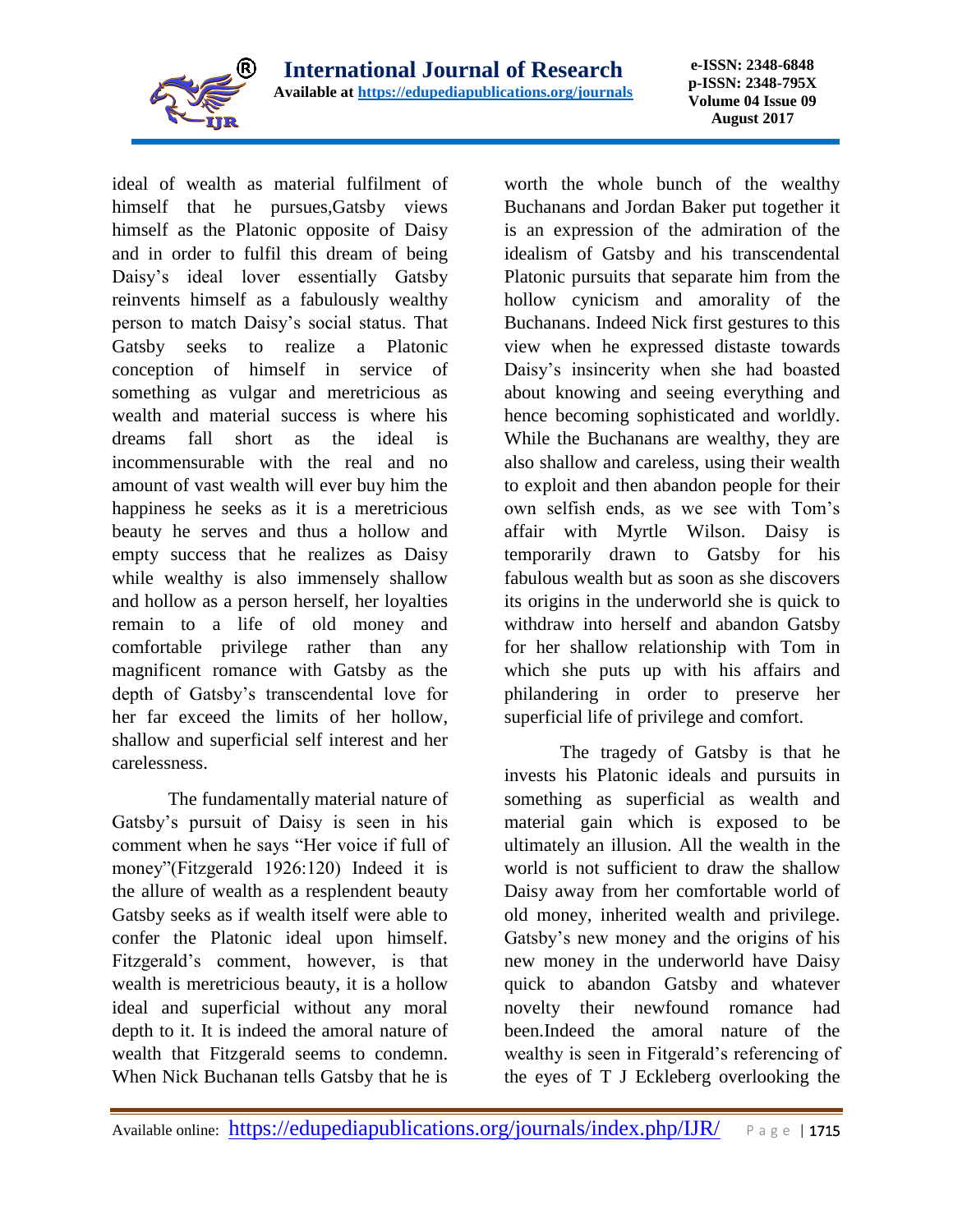ideal of wealth as material fulfilment of himself that he pursues,Gatsby views himself as the Platonic opposite of Daisy and in order to fulfil this dream of being Daisy's ideal lover essentially Gatsby reinvents himself as a fabulously wealthy person to match Daisy's social status. That Gatsby seeks to realize a Platonic conception of himself in service of something as vulgar and meretricious as wealth and material success is where his dreams fall short as the ideal is incommensurable with the real and no amount of vast wealth will ever buy him the happiness he seeks as it is a meretricious beauty he serves and thus a hollow and empty success that he realizes as Daisy while wealthy is also immensely shallow and hollow as a person herself, her loyalties remain to a life of old money and comfortable privilege rather than any magnificent romance with Gatsby as the depth of Gatsby's transcendental love for her far exceed the limits of her hollow, shallow and superficial self interest and her carelessness.

The fundamentally material nature of Gatsby's pursuit of Daisy is seen in his comment when he says "Her voice if full of money"(Fitzgerald 1926:120) Indeed it is the allure of wealth as a resplendent beauty Gatsby seeks as if wealth itself were able to confer the Platonic ideal upon himself. Fitzgerald's comment, however, is that wealth is meretricious beauty, it is a hollow ideal and superficial without any moral depth to it. It is indeed the amoral nature of wealth that Fitzgerald seems to condemn. When Nick Buchanan tells Gatsby that he is worth the whole bunch of the wealthy Buchanans and Jordan Baker put together it is an expression of the admiration of the idealism of Gatsby and his transcendental Platonic pursuits that separate him from the hollow cynicism and amorality of the Buchanans. Indeed Nick first gestures to this view when he expressed distaste towards Daisy's insincerity when she had boasted about knowing and seeing everything and hence becoming sophisticated and worldly. While the Buchanans are wealthy, they are also shallow and careless, using their wealth to exploit and then abandon people for their own selfish ends, as we see with Tom's affair with Myrtle Wilson. Daisy is temporarily drawn to Gatsby for his fabulous wealth but as soon as she discovers its origins in the underworld she is quick to withdraw into herself and abandon Gatsby for her shallow relationship with Tom in which she puts up with his affairs and philandering in order to preserve her superficial life of privilege and comfort.

The tragedy of Gatsby is that he invests his Platonic ideals and pursuits in something as superficial as wealth and material gain which is exposed to be ultimately an illusion. All the wealth in the world is not sufficient to draw the shallow Daisy away from her comfortable world of old money, inherited wealth and privilege. Gatsby's new money and the origins of his new money in the underworld have Daisy quick to abandon Gatsby and whatever novelty their newfound romance had been.Indeed the amoral nature of the wealthy is seen in Fitgerald's referencing of the eyes of T J Eckleberg overlooking the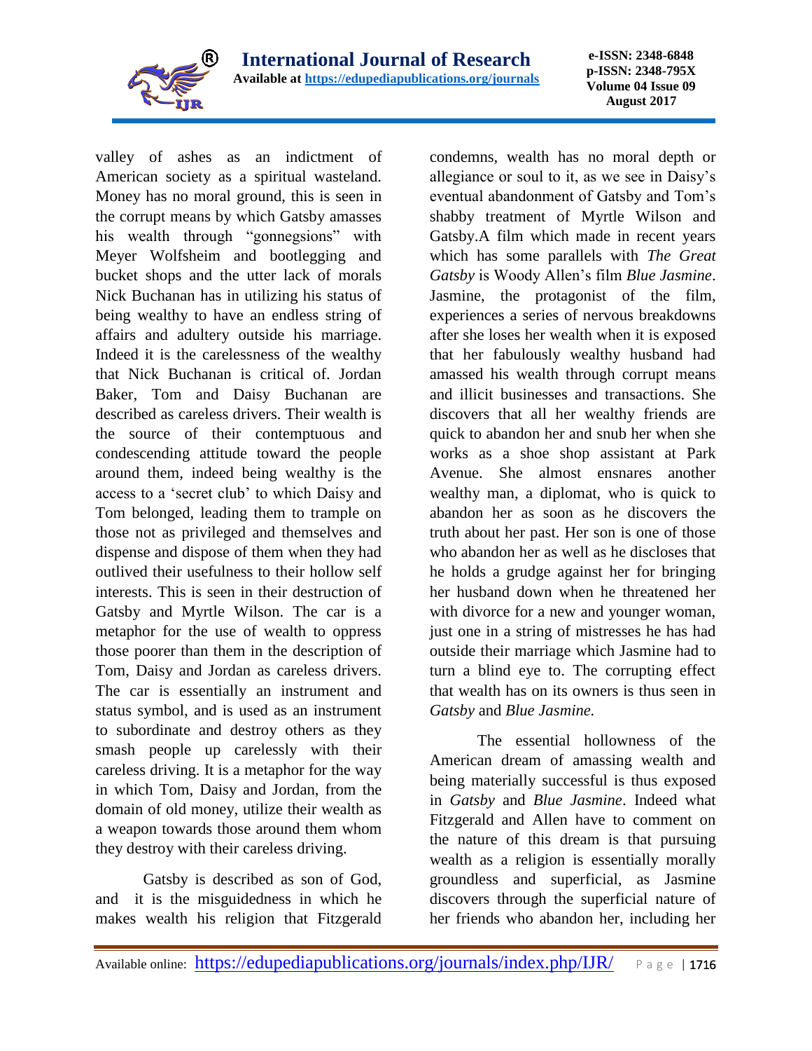valley of ashes as an indictment of American society as a spiritual wasteland. Money has no moral ground, this is seen in the corrupt means by which Gatsby amasses his wealth through "gonnegsions" with Meyer Wolfsheim and bootlegging and bucket shops and the utter lack of morals Nick Buchanan has in utilizing his status of being wealthy to have an endless string of affairs and adultery outside his marriage. Indeed it is the carelessness of the wealthy that Nick Buchanan is critical of. Jordan Baker, Tom and Daisy Buchanan are described as careless drivers. Their wealth is the source of their contemptuous and condescending attitude toward the people around them, indeed being wealthy is the access to a 'secret club' to which Daisy and Tom belonged, leading them to trample on those not as privileged and themselves and dispense and dispose of them when they had outlived their usefulness to their hollow self interests. This is seen in their destruction of Gatsby and Myrtle Wilson. The car is a metaphor for the use of wealth to oppress those poorer than them in the description of Tom, Daisy and Jordan as careless drivers. The car is essentially an instrument and status symbol, and is used as an instrument to subordinate and destroy others as they smash people up carelessly with their careless driving. It is a metaphor for the way in which Tom, Daisy and Jordan, from the domain of old money, utilize their wealth as a weapon towards those around them whom they destroy with their careless driving.

Gatsby is described as son of God, and it is the misguidedness in which he makes wealth his religion that Fitzgerald condemns, wealth has no moral depth or allegiance or soul to it, as we see in Daisy's eventual abandonment of Gatsby and Tom's shabby treatment of Myrtle Wilson and Gatsby.A film which made in recent years which has some parallels with *The Great Gatsby* is Woody Allen's film *Blue Jasmine*. Jasmine, the protagonist of the film, experiences a series of nervous breakdowns after she loses her wealth when it is exposed that her fabulously wealthy husband had amassed his wealth through corrupt means and illicit businesses and transactions. She discovers that all her wealthy friends are quick to abandon her and snub her when she works as a shoe shop assistant at Park Avenue. She almost ensnares another wealthy man, a diplomat, who is quick to abandon her as soon as he discovers the truth about her past. Her son is one of those who abandon her as well as he discloses that he holds a grudge against her for bringing her husband down when he threatened her with divorce for a new and younger woman, just one in a string of mistresses he has had outside their marriage which Jasmine had to turn a blind eye to. The corrupting effect that wealth has on its owners is thus seen in *Gatsby* and *Blue Jasmine.*

The essential hollowness of the American dream of amassing wealth and being materially successful is thus exposed in *Gatsby* and *Blue Jasmine*. Indeed what Fitzgerald and Allen have to comment on the nature of this dream is that pursuing wealth as a religion is essentially morally groundless and superficial, as Jasmine discovers through the superficial nature of her friends who abandon her, including her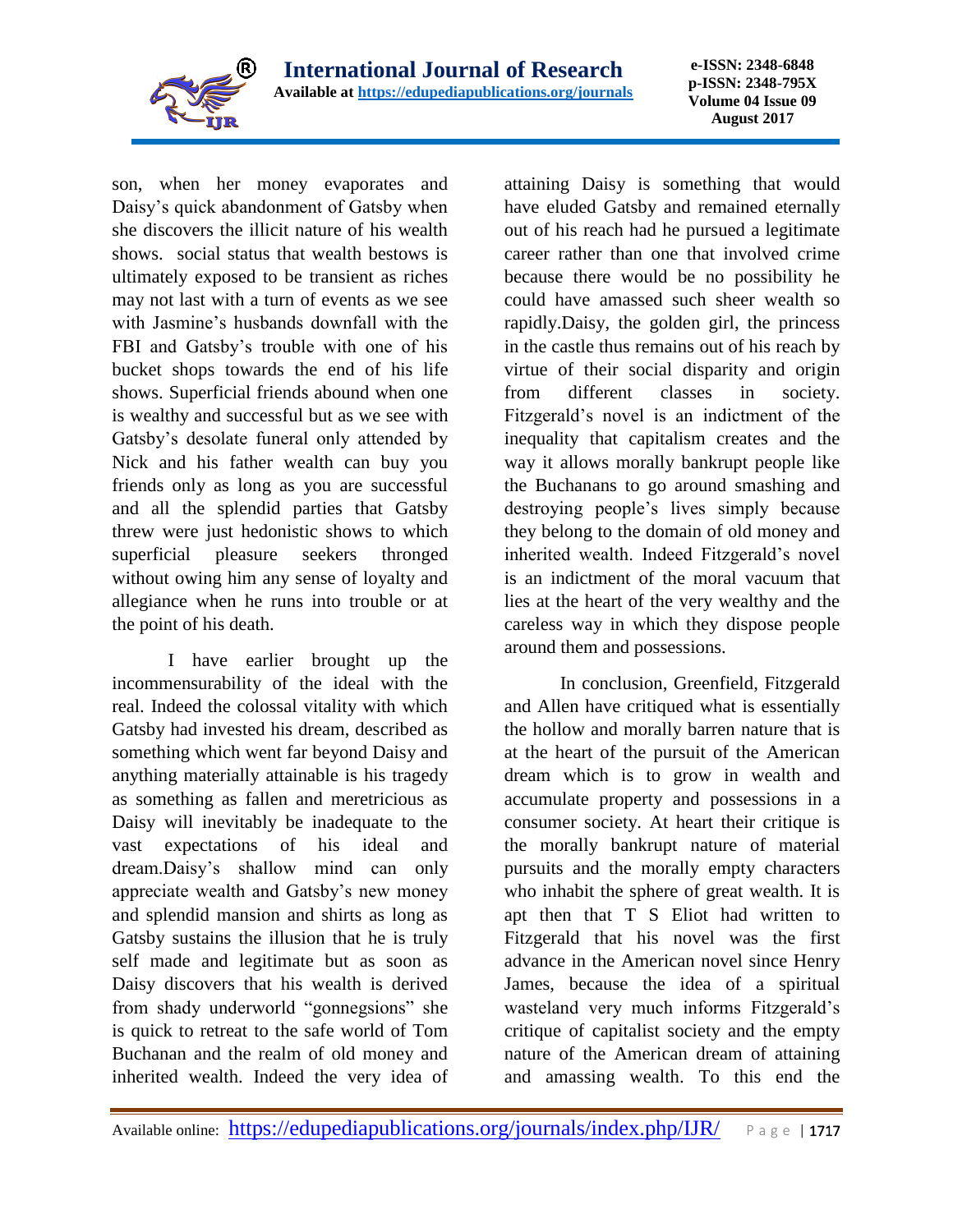son, when her money evaporates and Daisy's quick abandonment of Gatsby when she discovers the illicit nature of his wealth shows. social status that wealth bestows is ultimately exposed to be transient as riches may not last with a turn of events as we see with Jasmine's husbands downfall with the FBI and Gatsby's trouble with one of his bucket shops towards the end of his life shows. Superficial friends abound when one is wealthy and successful but as we see with Gatsby's desolate funeral only attended by Nick and his father wealth can buy you friends only as long as you are successful and all the splendid parties that Gatsby threw were just hedonistic shows to which superficial pleasure seekers thronged without owing him any sense of loyalty and allegiance when he runs into trouble or at the point of his death.

I have earlier brought up the incommensurability of the ideal with the real. Indeed the colossal vitality with which Gatsby had invested his dream, described as something which went far beyond Daisy and anything materially attainable is his tragedy as something as fallen and meretricious as Daisy will inevitably be inadequate to the vast expectations of his ideal and dream.Daisy's shallow mind can only appreciate wealth and Gatsby's new money and splendid mansion and shirts as long as Gatsby sustains the illusion that he is truly self made and legitimate but as soon as Daisy discovers that his wealth is derived from shady underworld "gonnegsions" she is quick to retreat to the safe world of Tom Buchanan and the realm of old money and inherited wealth. Indeed the very idea of attaining Daisy is something that would have eluded Gatsby and remained eternally out of his reach had he pursued a legitimate career rather than one that involved crime because there would be no possibility he could have amassed such sheer wealth so rapidly.Daisy, the golden girl, the princess in the castle thus remains out of his reach by virtue of their social disparity and origin from different classes in society. Fitzgerald's novel is an indictment of the inequality that capitalism creates and the way it allows morally bankrupt people like the Buchanans to go around smashing and destroying people's lives simply because they belong to the domain of old money and inherited wealth. Indeed Fitzgerald's novel is an indictment of the moral vacuum that lies at the heart of the very wealthy and the careless way in which they dispose people around them and possessions.

In conclusion, Greenfield, Fitzgerald and Allen have critiqued what is essentially the hollow and morally barren nature that is at the heart of the pursuit of the American dream which is to grow in wealth and accumulate property and possessions in a consumer society. At heart their critique is the morally bankrupt nature of material pursuits and the morally empty characters who inhabit the sphere of great wealth. It is apt then that T S Eliot had written to Fitzgerald that his novel was the first advance in the American novel since Henry James, because the idea of a spiritual wasteland very much informs Fitzgerald's critique of capitalist society and the empty nature of the American dream of attaining and amassing wealth. To this end the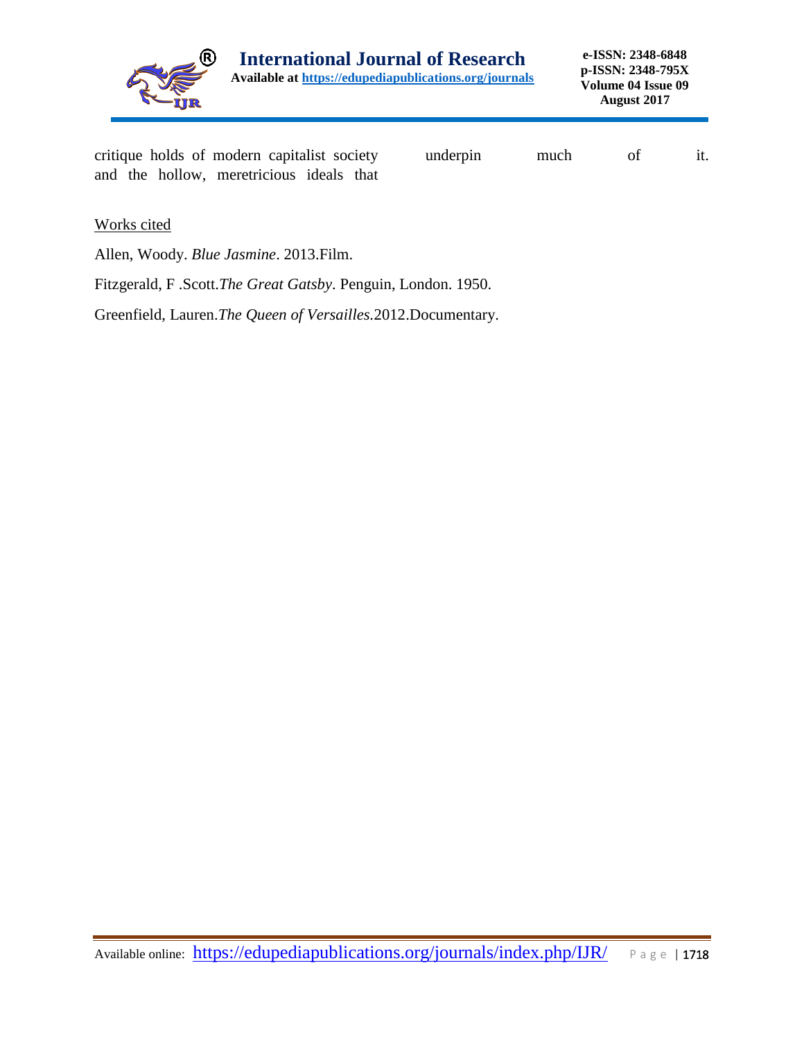critique holds of modern capitalist society and the hollow, meretricious ideals that underpin much of it.

Works cited

Allen, Woody. *Blue Jasmine*. 2013.Film.

Fitzgerald, F .Scott.*The Great Gatsby*. Penguin, London. 1950.

Greenfield, Lauren.*The Queen of Versailles*.2012.Documentary.